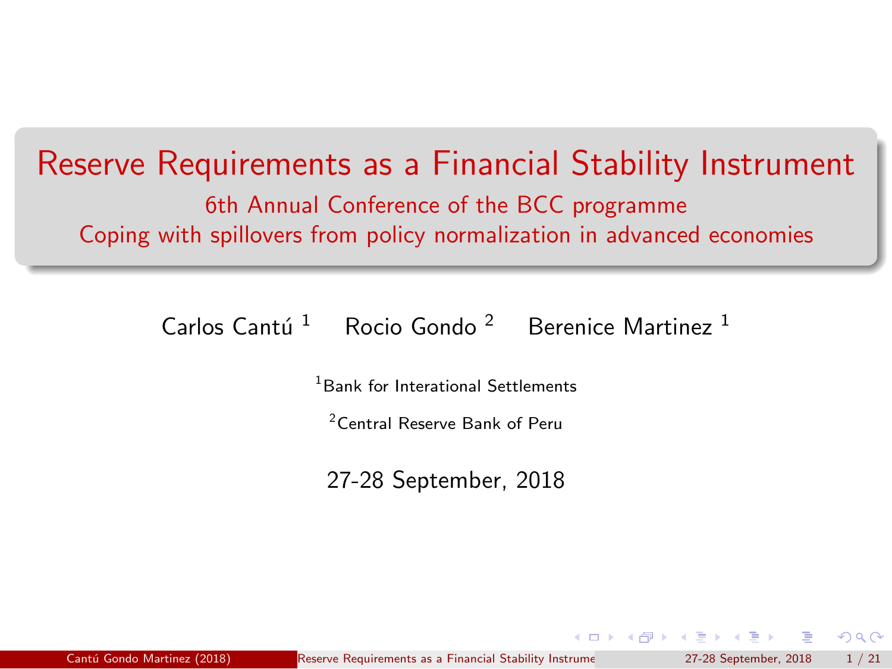# Reserve Requirements as a Financial Stability Instrument

6th Annual Conference of the BCC programme

Coping with spillovers from policy normalization in advanced economies

Carlos Cantú [1] Rocio Gondo [2] Berenice Martinez [1]

[1] Bank for Interational Settlements

[2] Central Reserve Bank of Peru

27-28 September, 2018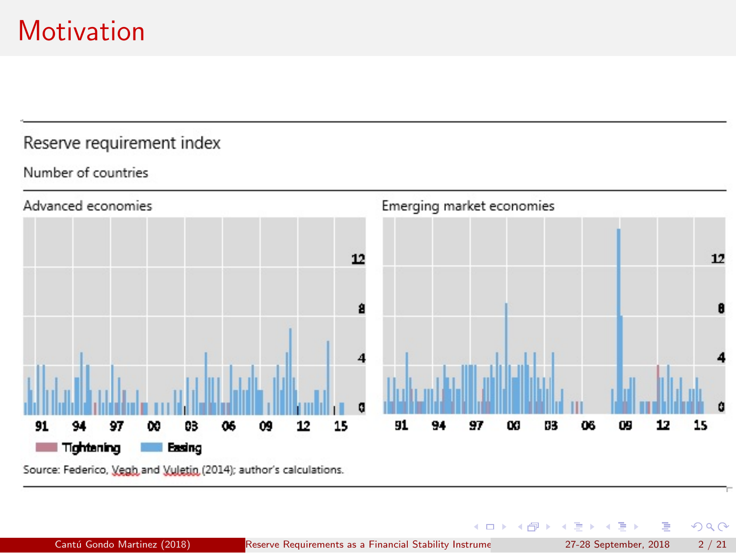# Motivation

Reserve requirement index

Number of countries

Advanced economies

Emerging market economies

Tightening   Easing

Source: Federico, Vegh and Vuletin (2014); author's calculations.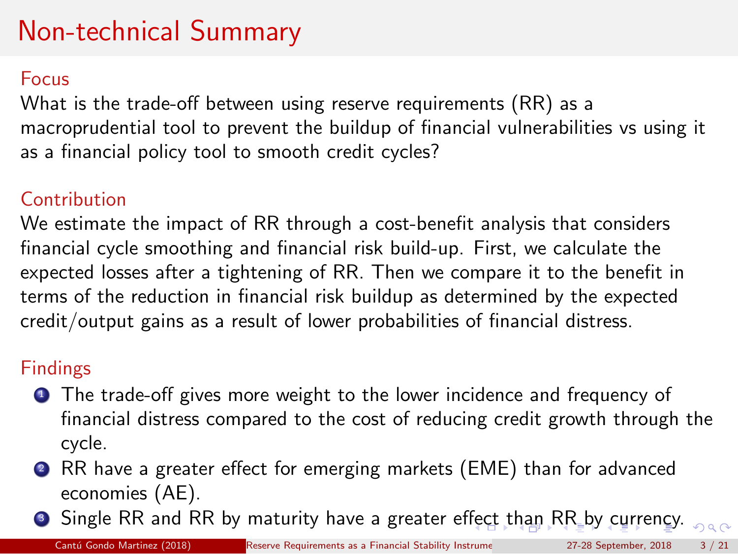# Non-technical Summary

## Focus

What is the trade-off between using reserve requirements (RR) as a macroprudential tool to prevent the buildup of financial vulnerabilities vs using it as a financial policy tool to smooth credit cycles?

## Contribution

We estimate the impact of RR through a cost-benefit analysis that considers financial cycle smoothing and financial risk build-up. First, we calculate the expected losses after a tightening of RR. Then we compare it to the benefit in terms of the reduction in financial risk buildup as determined by the expected credit/output gains as a result of lower probabilities of financial distress.

## Findings

1. The trade-off gives more weight to the lower incidence and frequency of financial distress compared to the cost of reducing credit growth through the cycle.
2. RR have a greater effect for emerging markets (EME) than for advanced economies (AE).
3. Single RR and RR by maturity have a greater effect than RR by currency.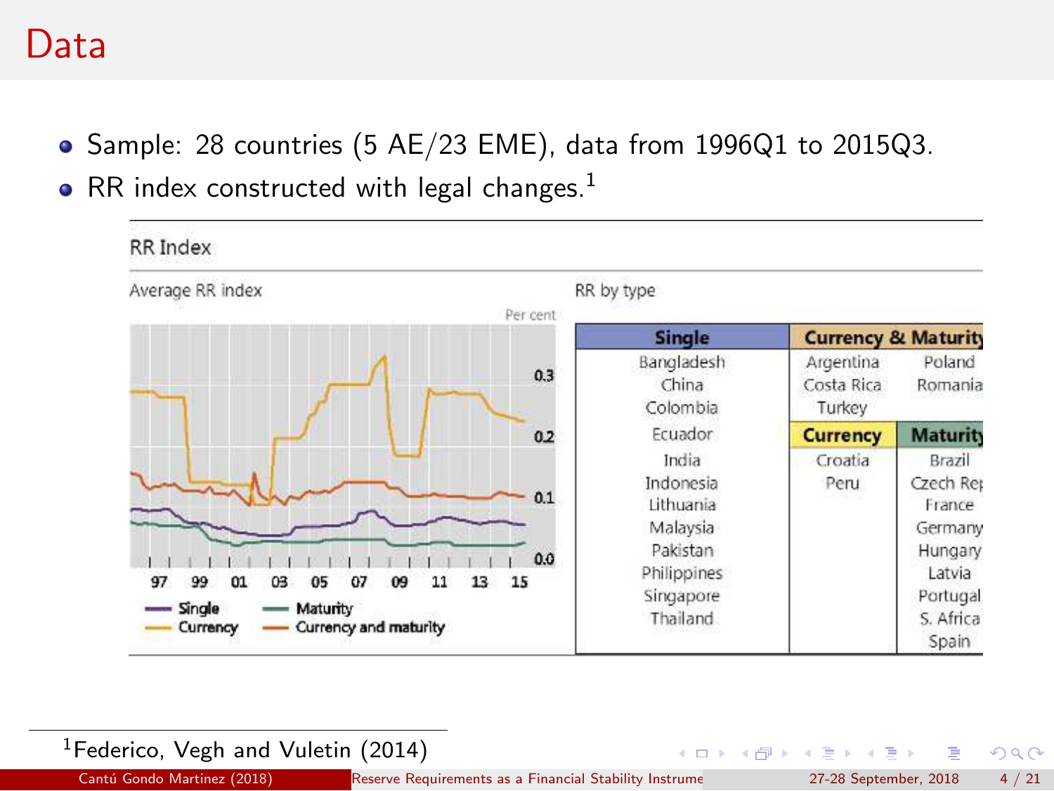# Data

- Sample: 28 countries (5 AE/23 EME), data from 1996Q1 to 2015Q3.
- RR index constructed with legal changes.[1]

RR Index

Average RR index

Per cent

Single — Maturity — Currency — Currency and maturity

RR by type

| Single | Currency & Maturity | |
|---|---|---|
| Bangladesh | Argentina | Poland |
| China | Costa Rica | Romania |
| Colombia | Turkey | |
| Ecuador | **Currency** | **Maturity** |
| India | Croatia | Brazil |
| Indonesia | Peru | Czech Rep |
| Lithuania | | France |
| Malaysia | | Germany |
| Pakistan | | Hungary |
| Philippines | | Latvia |
| Singapore | | Portugal |
| Thailand | | S. Africa |
| | | Spain |

[1] Federico, Vegh and Vuletin (2014)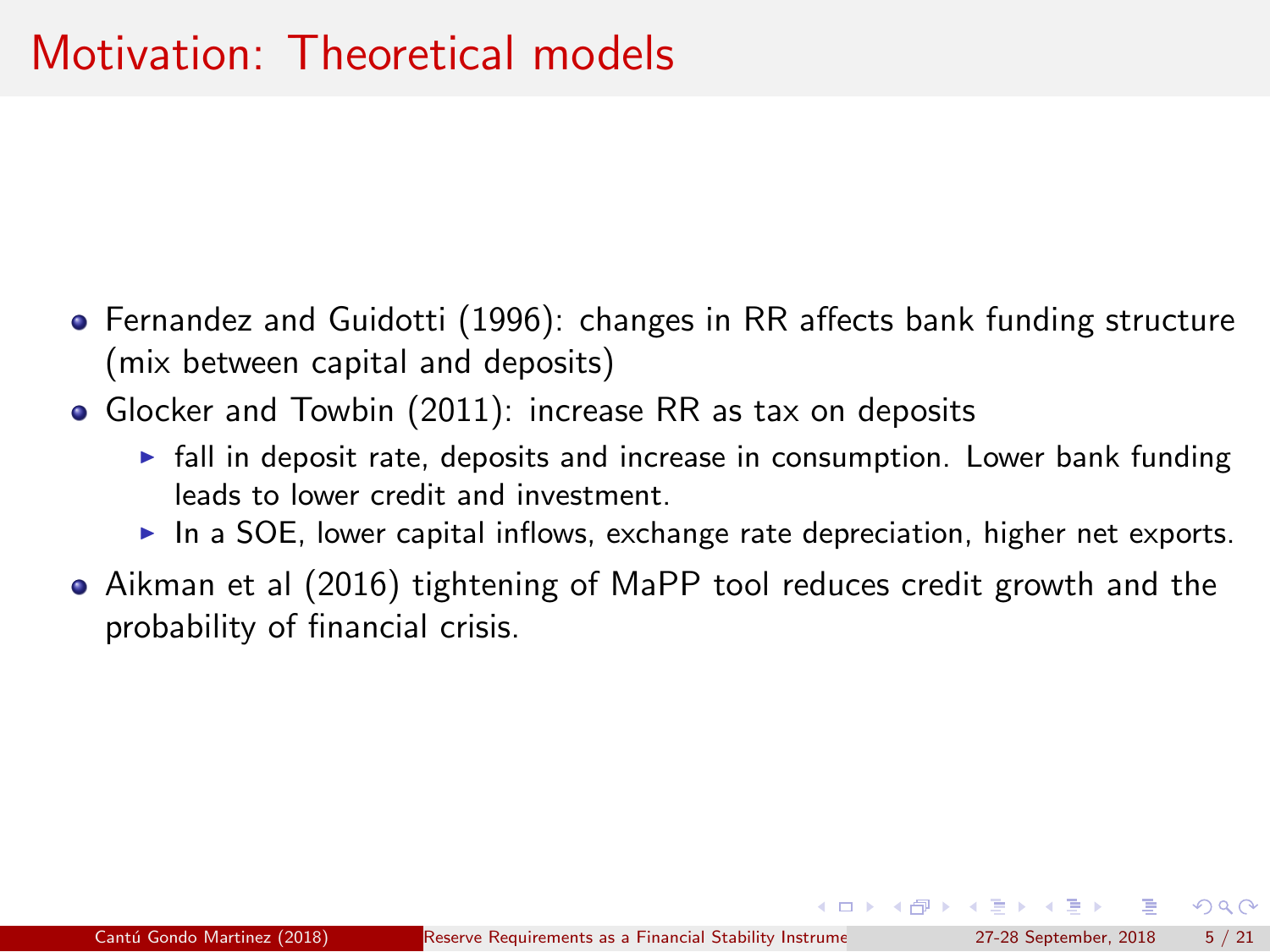# Motivation: Theoretical models

- Fernandez and Guidotti (1996): changes in RR affects bank funding structure (mix between capital and deposits)
- Glocker and Towbin (2011): increase RR as tax on deposits
  - fall in deposit rate, deposits and increase in consumption. Lower bank funding leads to lower credit and investment.
  - In a SOE, lower capital inflows, exchange rate depreciation, higher net exports.
- Aikman et al (2016) tightening of MaPP tool reduces credit growth and the probability of financial crisis.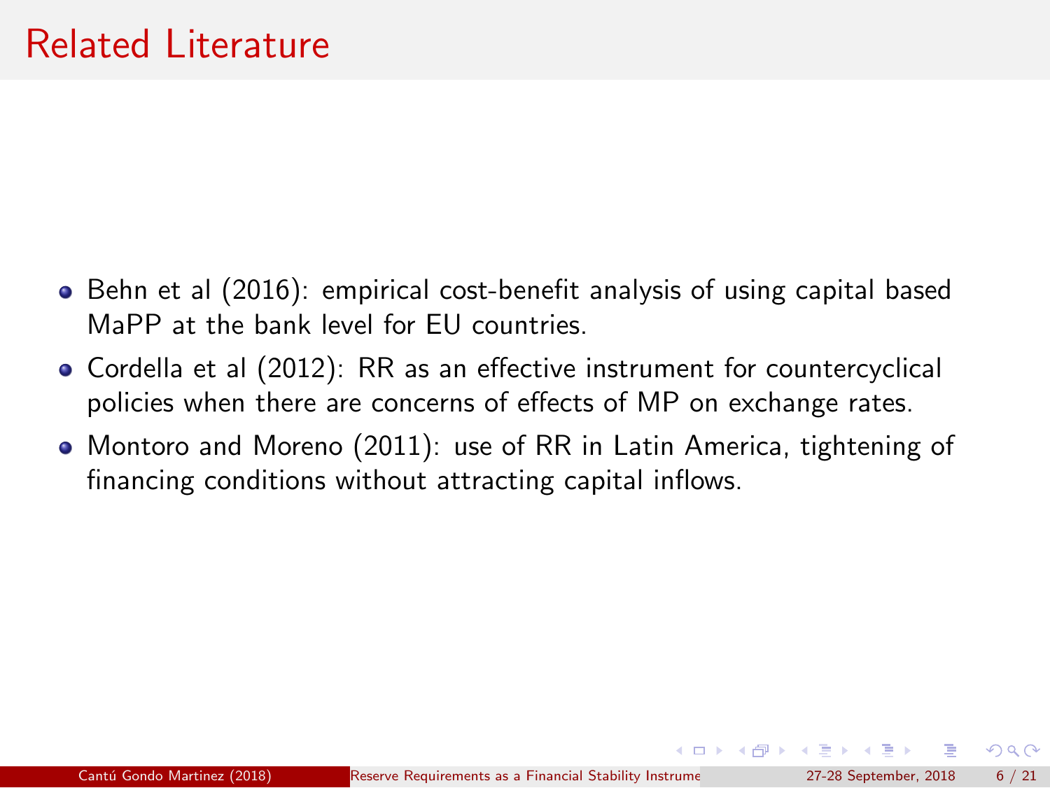# Related Literature

- Behn et al (2016): empirical cost-benefit analysis of using capital based MaPP at the bank level for EU countries.
- Cordella et al (2012): RR as an effective instrument for countercyclical policies when there are concerns of effects of MP on exchange rates.
- Montoro and Moreno (2011): use of RR in Latin America, tightening of financing conditions without attracting capital inflows.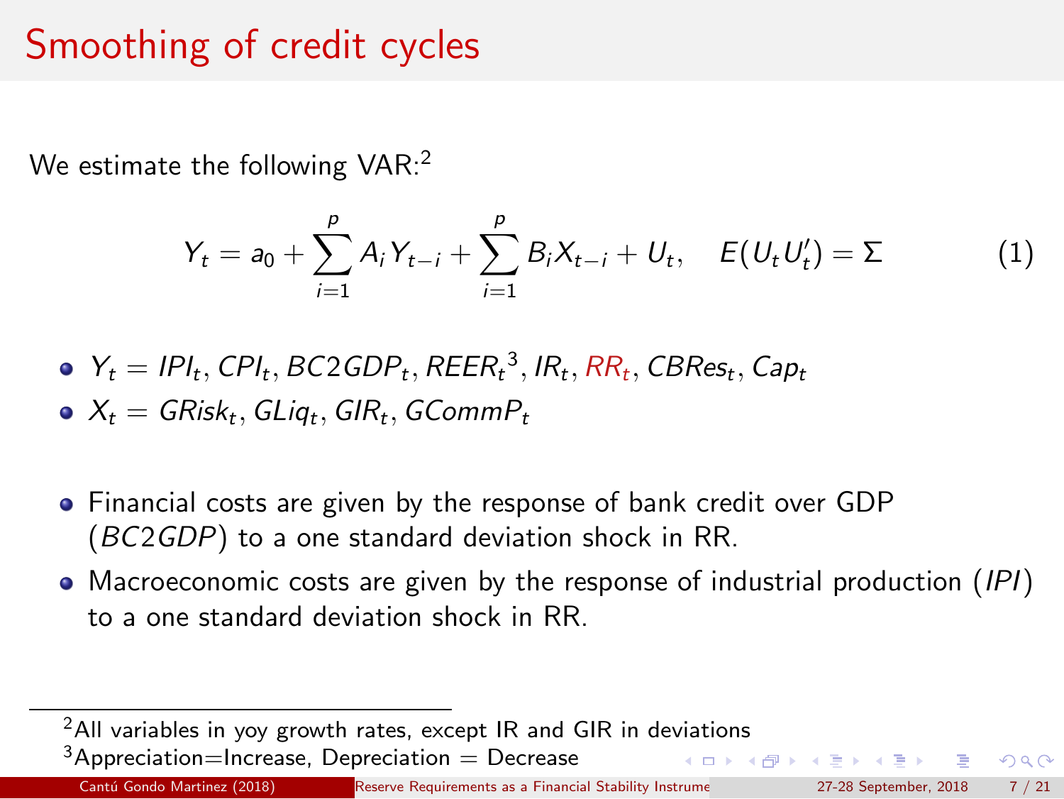# Smoothing of credit cycles

We estimate the following VAR:[2]

$$Y_t = a_0 + \sum_{i=1}^{p} A_i Y_{t-i} + \sum_{i=1}^{p} B_i X_{t-i} + U_t, \quad E(U_t U_t') = \Sigma \tag{1}$$

- $Y_t = IPI_t, CPI_t, BC2GDP_t, REER_t{}^3, IR_t, RR_t, CBRes_t, Cap_t$
- $X_t = GRisk_t, GLiq_t, GIR_t, GCommP_t$

- Financial costs are given by the response of bank credit over GDP ($BC2GDP$) to a one standard deviation shock in RR.
- Macroeconomic costs are given by the response of industrial production ($IPI$) to a one standard deviation shock in RR.

---

[2] All variables in yoy growth rates, except IR and GIR in deviations

[3] Appreciation=Increase, Depreciation = Decrease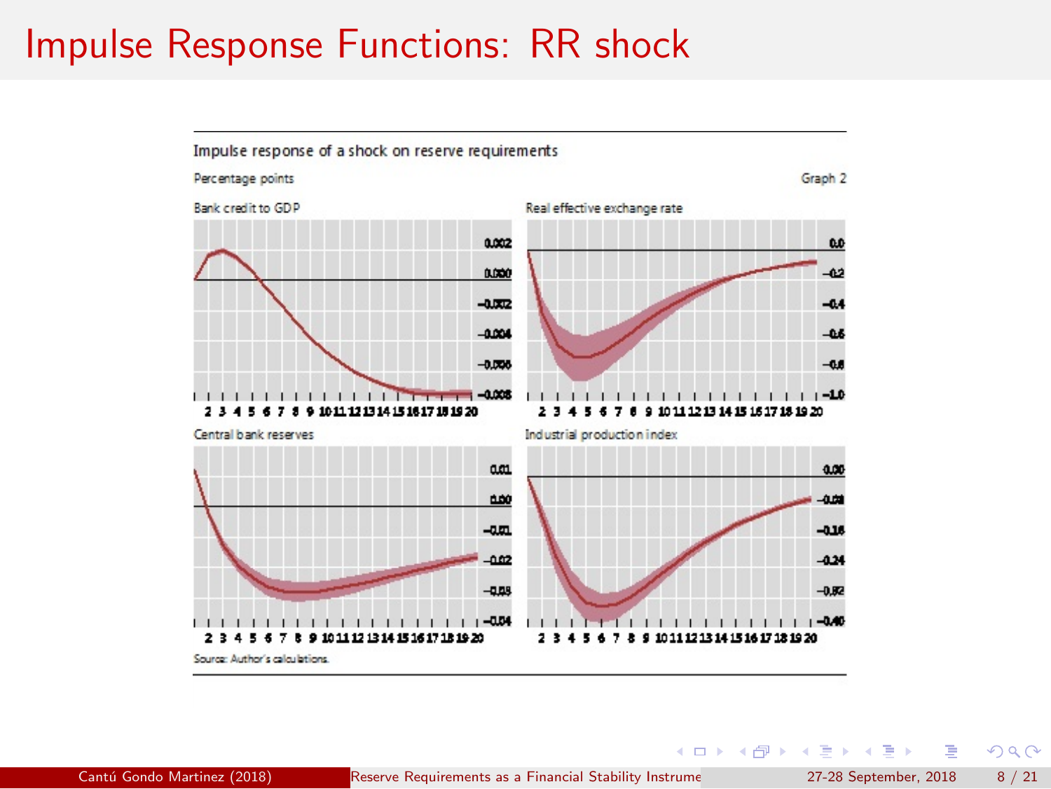# Impulse Response Functions: RR shock

Impulse response of a shock on reserve requirements

Percentage points

Graph 2

Bank credit to GDP

Real effective exchange rate

Central bank reserves

Industrial production index

Source: Author's calculations.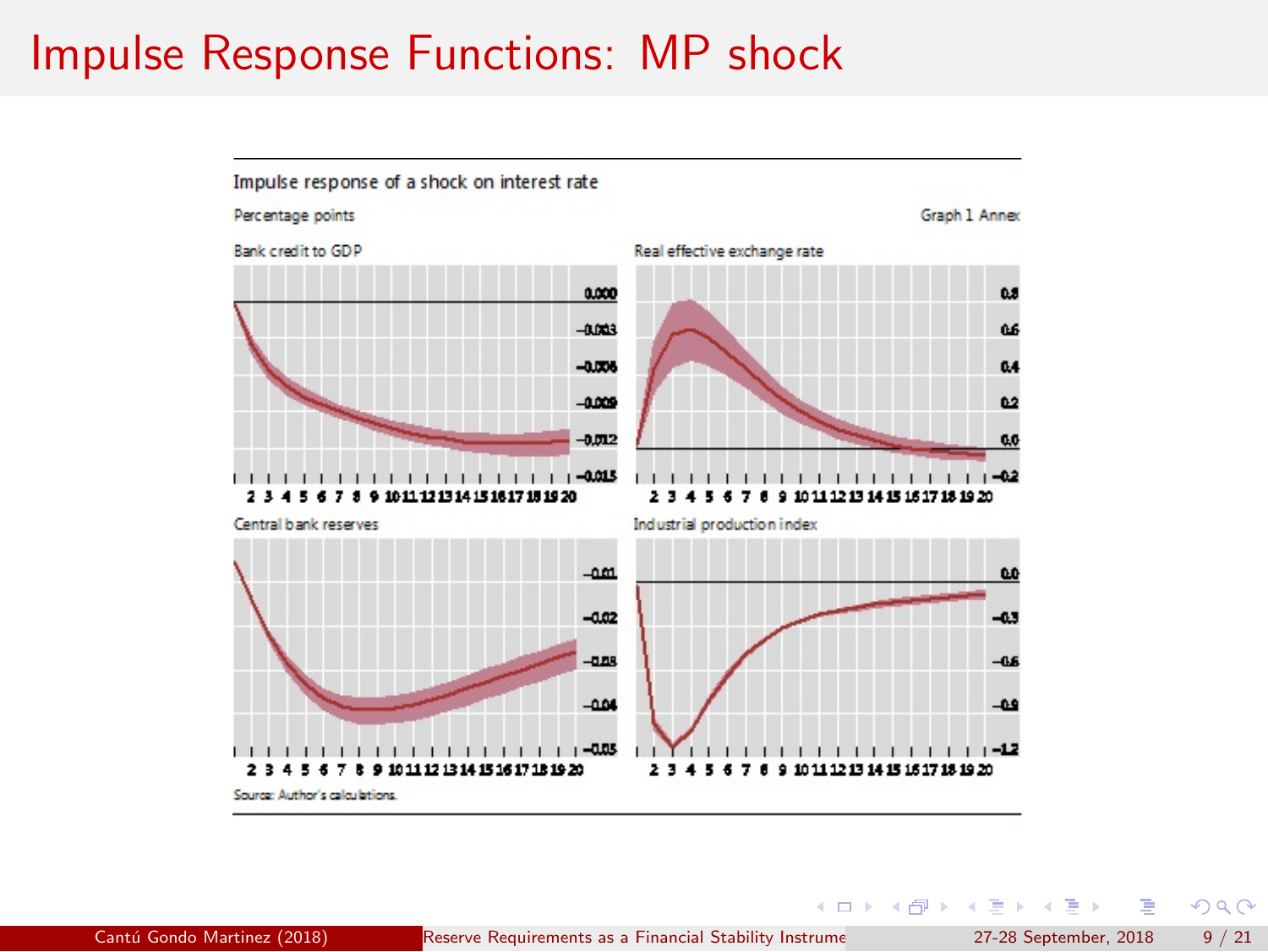# Impulse Response Functions: MP shock

Impulse response of a shock on interest rate

Percentage points

Graph 1 Annex

Bank credit to GDP

Real effective exchange rate

Central bank reserves

Industrial production index

Source: Author's calculations.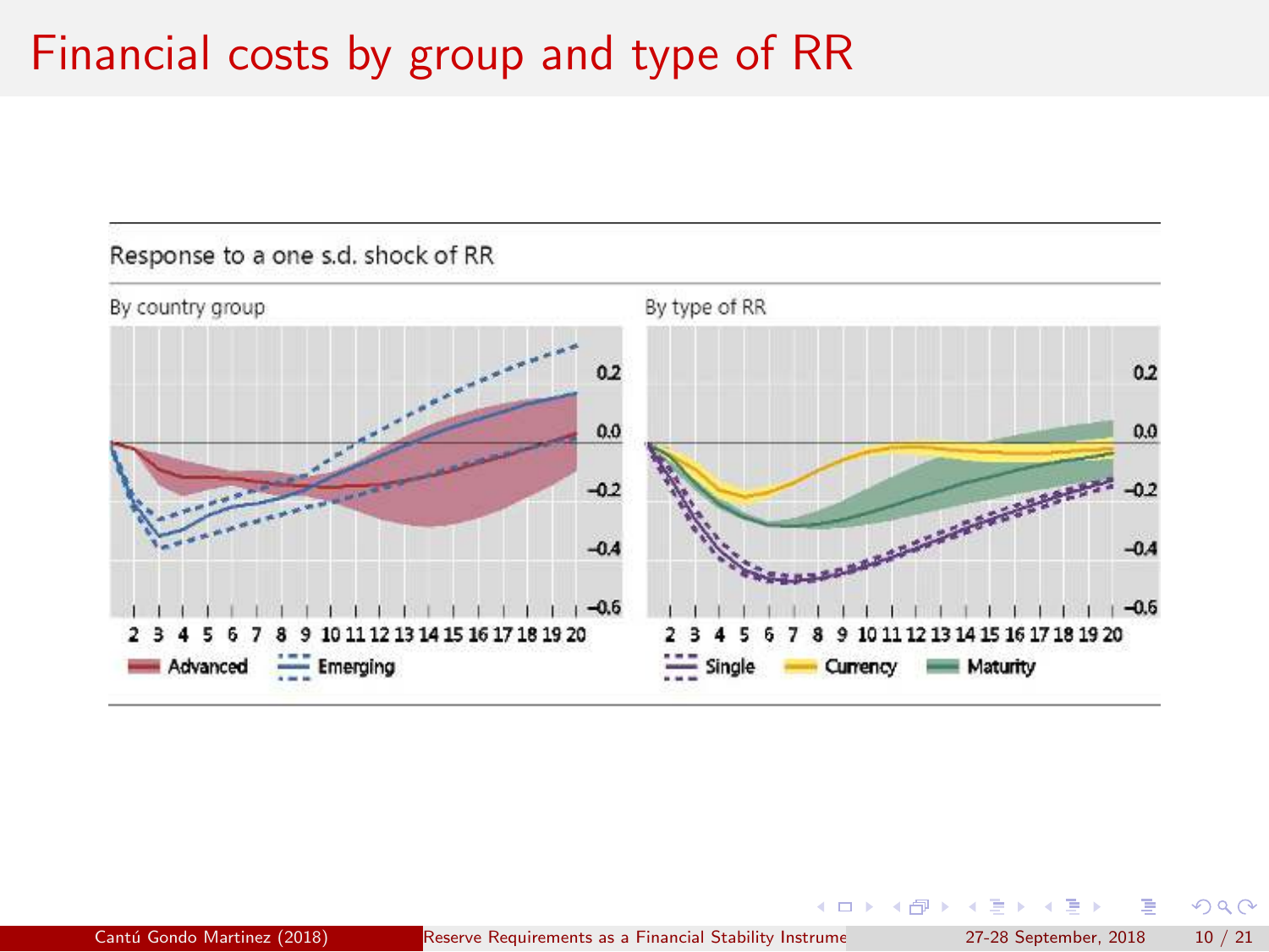# Financial costs by group and type of RR

Response to a one s.d. shock of RR

By country group

By type of RR

Advanced | Emerging

Single | Currency | Maturity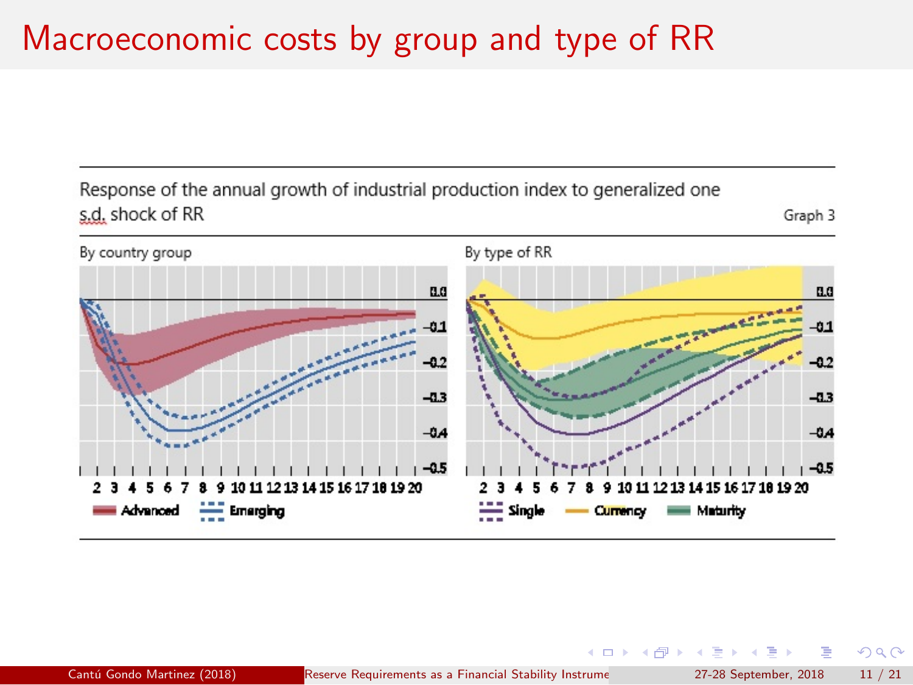# Macroeconomic costs by group and type of RR

Response of the annual growth of industrial production index to generalized one s.d. shock of RR

Graph 3

By country group

By type of RR

Advanced — Emerging

Single — Currency — Maturity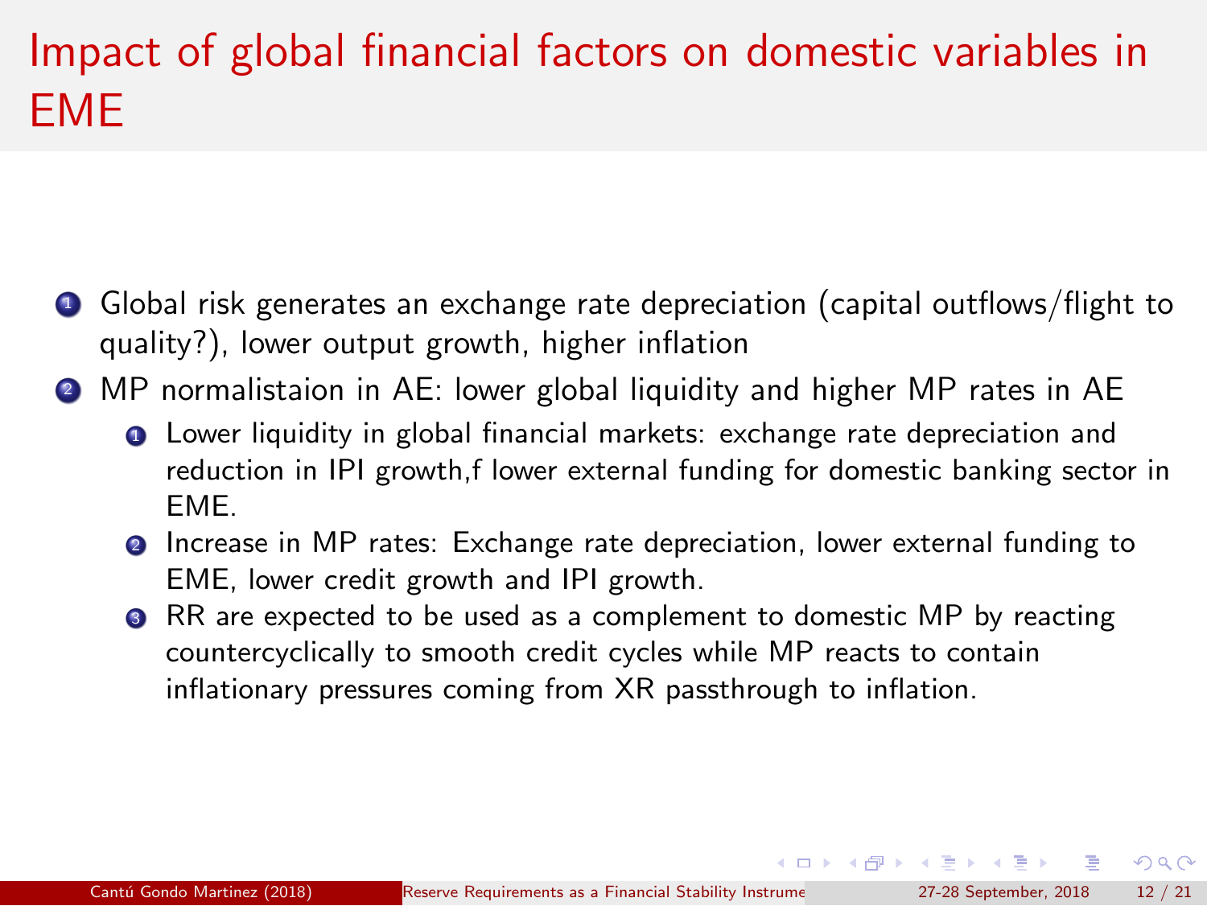# Impact of global financial factors on domestic variables in EME

1. Global risk generates an exchange rate depreciation (capital outflows/flight to quality?), lower output growth, higher inflation
2. MP normalistaion in AE: lower global liquidity and higher MP rates in AE
   1. Lower liquidity in global financial markets: exchange rate depreciation and reduction in IPI growth,f lower external funding for domestic banking sector in EME.
   2. Increase in MP rates: Exchange rate depreciation, lower external funding to EME, lower credit growth and IPI growth.
   3. RR are expected to be used as a complement to domestic MP by reacting countercyclically to smooth credit cycles while MP reacts to contain inflationary pressures coming from XR passthrough to inflation.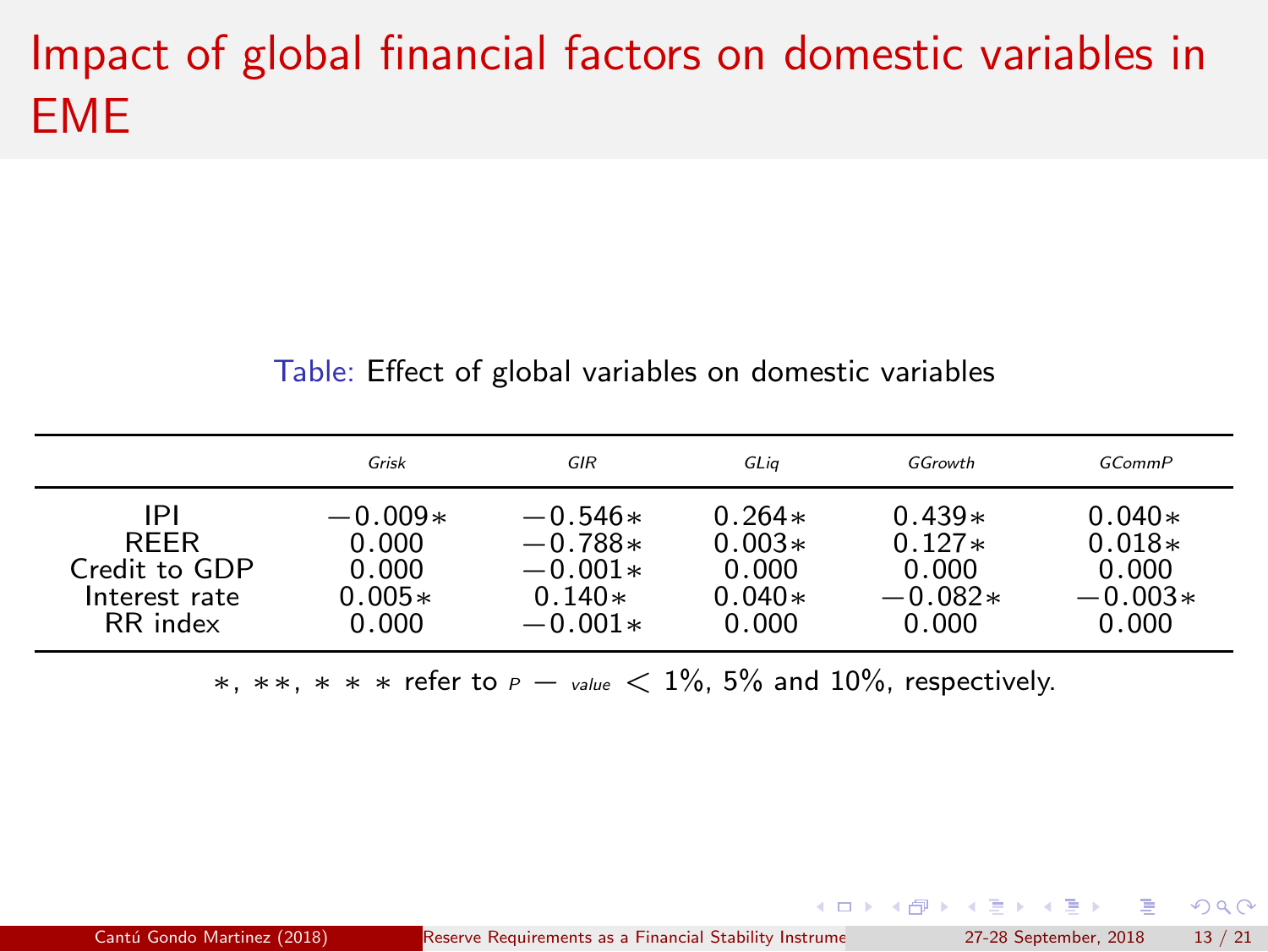# Impact of global financial factors on domestic variables in EME

Table: Effect of global variables on domestic variables

| | *Grisk* | *GIR* | *GLiq* | *GGrowth* | *GCommP* |
|---|---|---|---|---|---|
| IPI | −0.009* | −0.546* | 0.264* | 0.439* | 0.040* |
| REER | 0.000 | −0.788* | 0.003* | 0.127* | 0.018* |
| Credit to GDP | 0.000 | −0.001* | 0.000 | 0.000 | 0.000 |
| Interest rate | 0.005* | 0.140* | 0.040* | −0.082* | −0.003* |
| RR index | 0.000 | −0.001* | 0.000 | 0.000 | 0.000 |

*, **, *** refer to $p - value < 1\%$, 5% and 10%, respectively.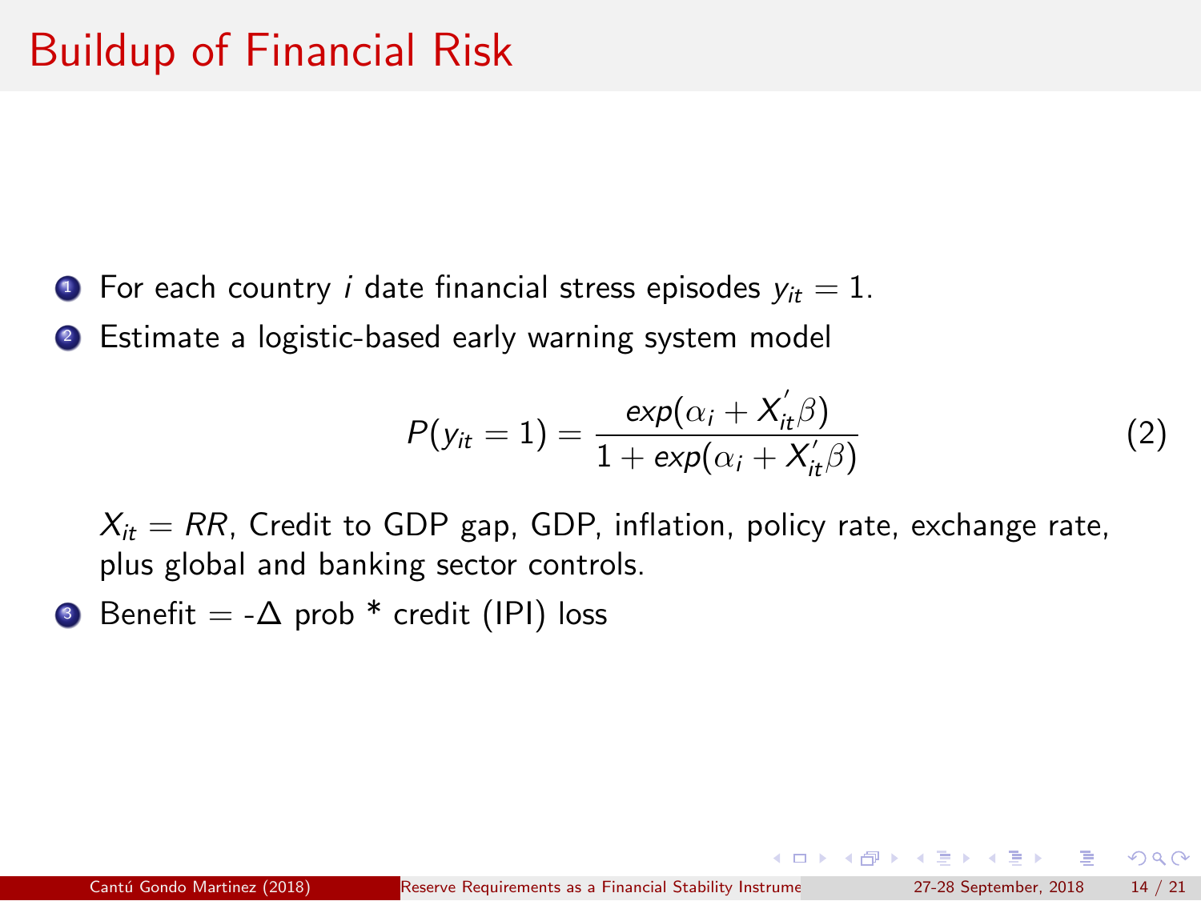# Buildup of Financial Risk

1. For each country $i$ date financial stress episodes $y_{it} = 1$.
2. Estimate a logistic-based early warning system model

$$P(y_{it} = 1) = \frac{exp(\alpha_i + X_{it}^{'}\beta)}{1 + exp(\alpha_i + X_{it}^{'}\beta)} \tag{2}$$

   $X_{it} = RR$, Credit to GDP gap, GDP, inflation, policy rate, exchange rate, plus global and banking sector controls.

3. Benefit = -$\Delta$ prob * credit (IPI) loss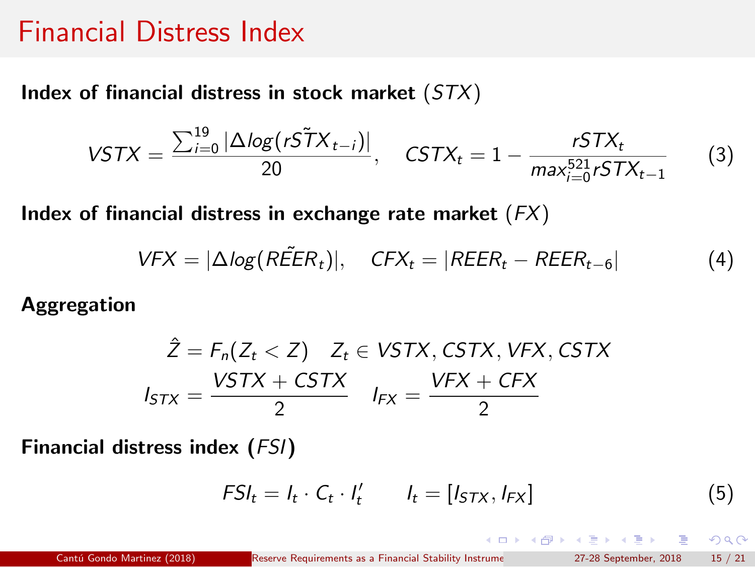# Financial Distress Index

**Index of financial distress in stock market** $(STX)$

$$VSTX = \frac{\sum_{i=0}^{19} |\Delta log(r\tilde{STX}_{t-i})|}{20}, \quad CSTX_t = 1 - \frac{rSTX_t}{max_{i=0}^{521} rSTX_{t-1}} \tag{3}$$

**Index of financial distress in exchange rate market** $(FX)$

$$VFX = |\Delta log(R\tilde{EER}_t)|, \quad CFX_t = |REER_t - REER_{t-6}| \tag{4}$$

**Aggregation**

$$\hat{Z} = F_n(Z_t < Z) \quad Z_t \in VSTX, CSTX, VFX, CSTX$$

$$I_{STX} = \frac{VSTX + CSTX}{2} \quad I_{FX} = \frac{VFX + CFX}{2}$$

**Financial distress index** $(FSI)$

$$FSI_t = I_t \cdot C_t \cdot I_t' \qquad I_t = [I_{STX}, I_{FX}] \tag{5}$$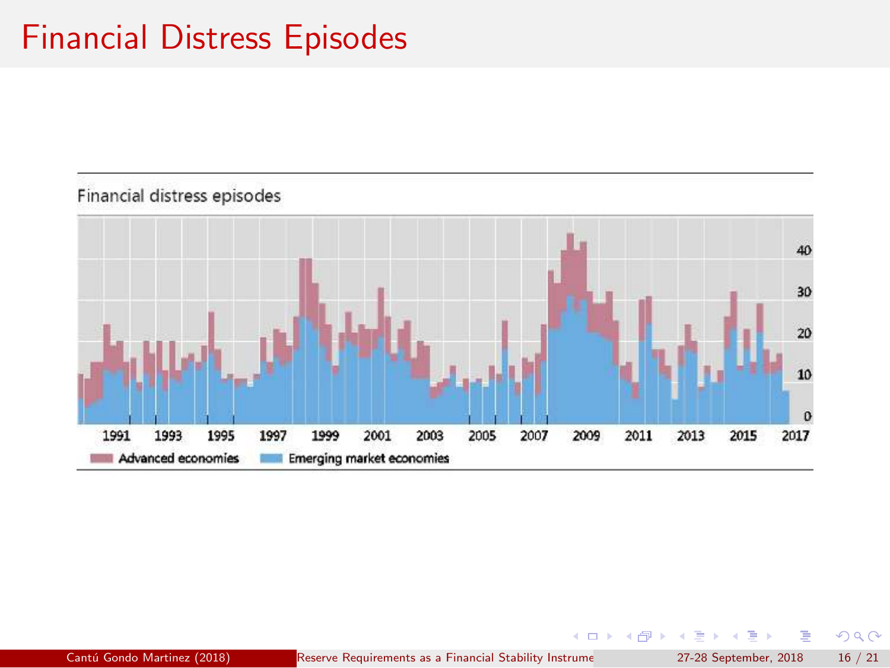# Financial Distress Episodes

Financial distress episodes

40
30
20
10
0

1991 1993 1995 1997 1999 2001 2003 2005 2007 2009 2011 2013 2015 2017

Advanced economies    Emerging market economies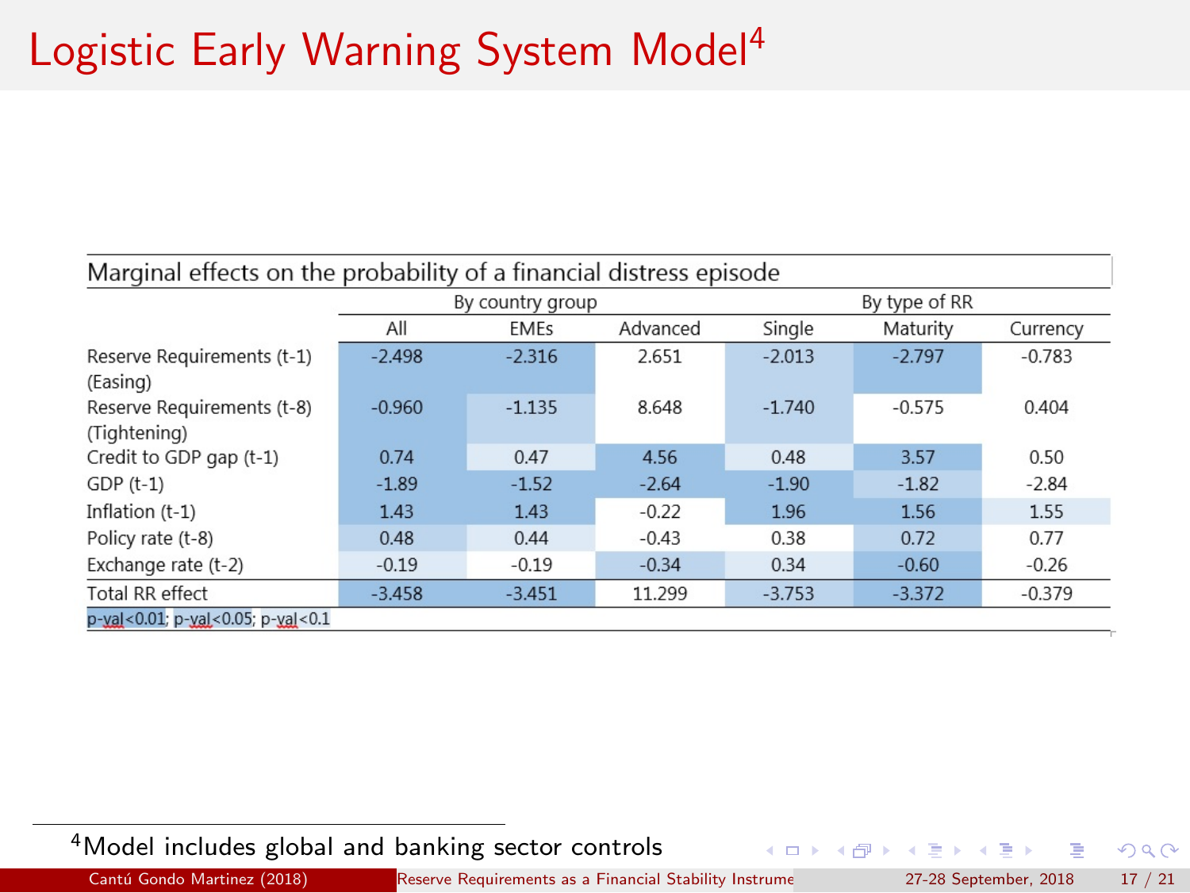# Logistic Early Warning System Model[4]

| Marginal effects on the probability of a financial distress episode | | | | | | |
|---|---|---|---|---|---|---|
| | By country group | | | By type of RR | | |
| | All | EMEs | Advanced | Single | Maturity | Currency |
| Reserve Requirements (t-1) (Easing) | -2.498 | -2.316 | 2.651 | -2.013 | -2.797 | -0.783 |
| Reserve Requirements (t-8) (Tightening) | -0.960 | -1.135 | 8.648 | -1.740 | -0.575 | 0.404 |
| Credit to GDP gap (t-1) | 0.74 | 0.47 | 4.56 | 0.48 | 3.57 | 0.50 |
| GDP (t-1) | -1.89 | -1.52 | -2.64 | -1.90 | -1.82 | -2.84 |
| Inflation (t-1) | 1.43 | 1.43 | -0.22 | 1.96 | 1.56 | 1.55 |
| Policy rate (t-8) | 0.48 | 0.44 | -0.43 | 0.38 | 0.72 | 0.77 |
| Exchange rate (t-2) | -0.19 | -0.19 | -0.34 | 0.34 | -0.60 | -0.26 |
| Total RR effect | -3.458 | -3.451 | 11.299 | -3.753 | -3.372 | -0.379 |

p-val<0.01; p-val<0.05; p-val<0.1

[4] Model includes global and banking sector controls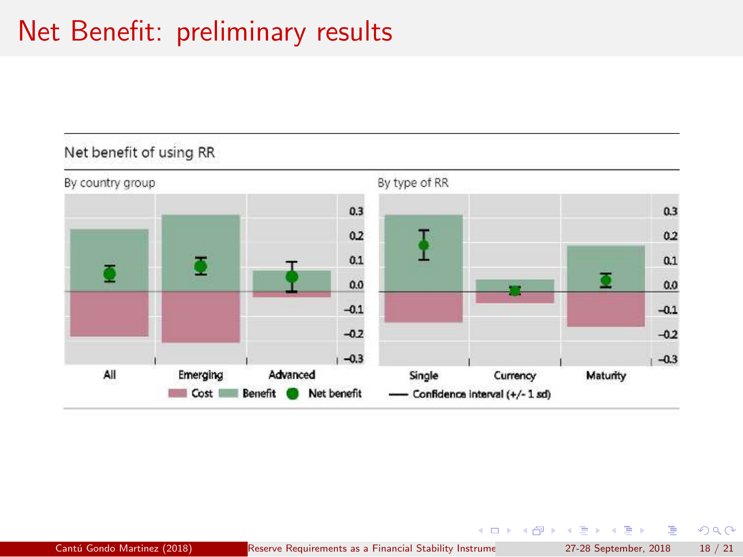# Net Benefit: preliminary results

Net benefit of using RR

By country group

By type of RR

All Emerging Advanced

Single Currency Maturity

Cost Benefit Net benefit — Confidence interval (+/- 1 sd)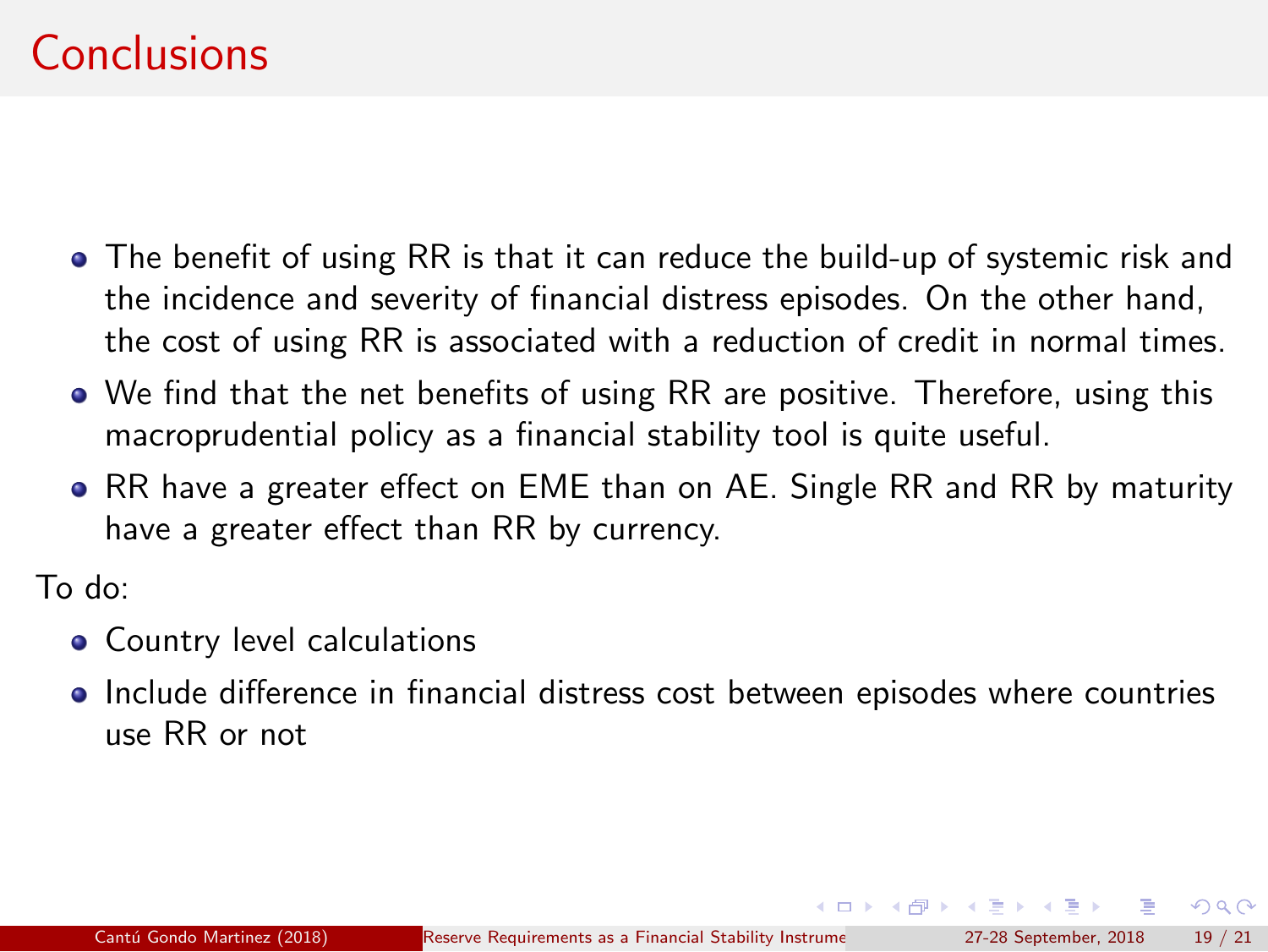# Conclusions

- The benefit of using RR is that it can reduce the build-up of systemic risk and the incidence and severity of financial distress episodes. On the other hand, the cost of using RR is associated with a reduction of credit in normal times.
- We find that the net benefits of using RR are positive. Therefore, using this macroprudential policy as a financial stability tool is quite useful.
- RR have a greater effect on EME than on AE. Single RR and RR by maturity have a greater effect than RR by currency.

To do:

- Country level calculations
- Include difference in financial distress cost between episodes where countries use RR or not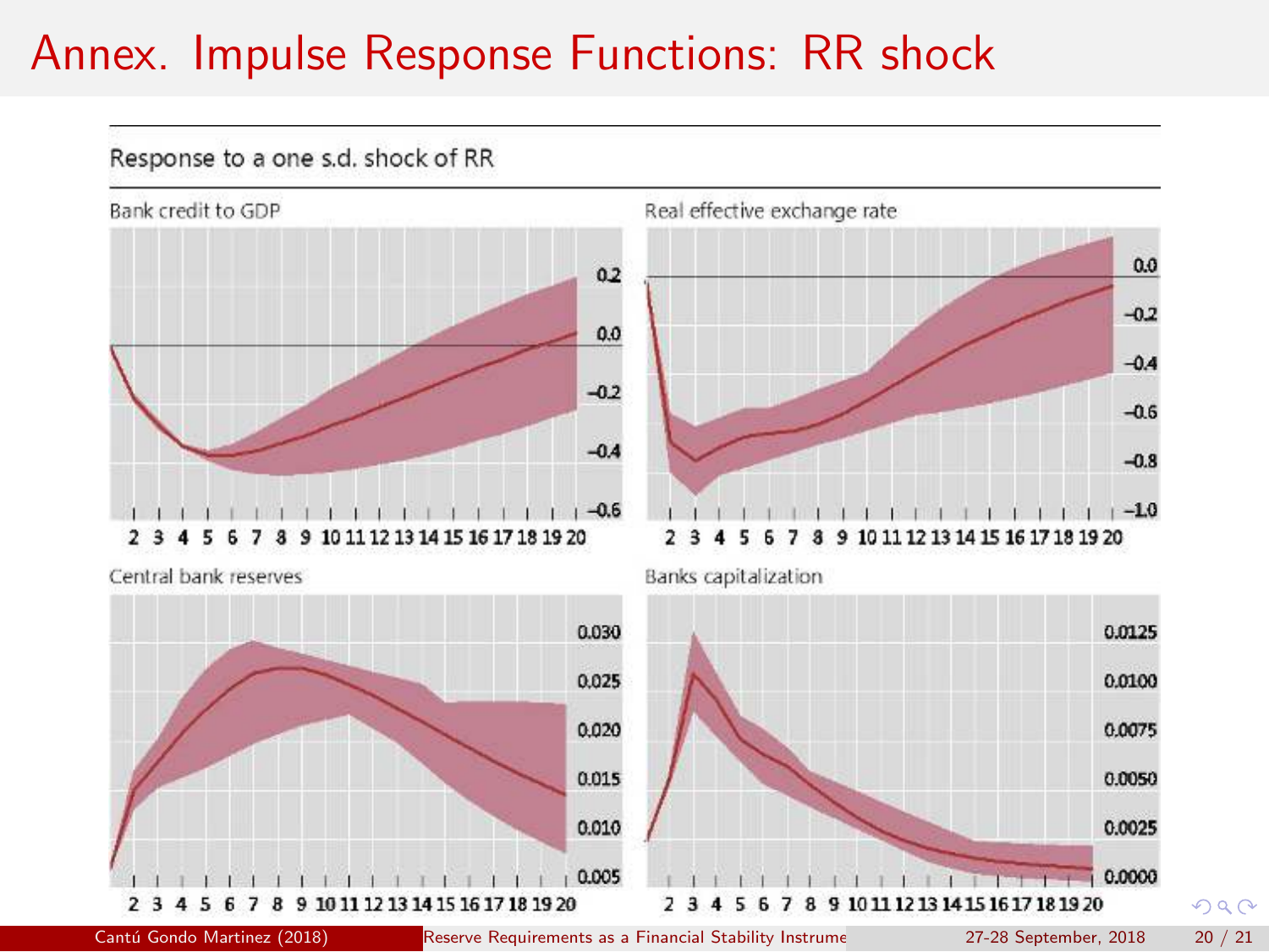# Annex. Impulse Response Functions: RR shock

Response to a one s.d. shock of RR

Bank credit to GDP

Real effective exchange rate

Central bank reserves

Banks capitalization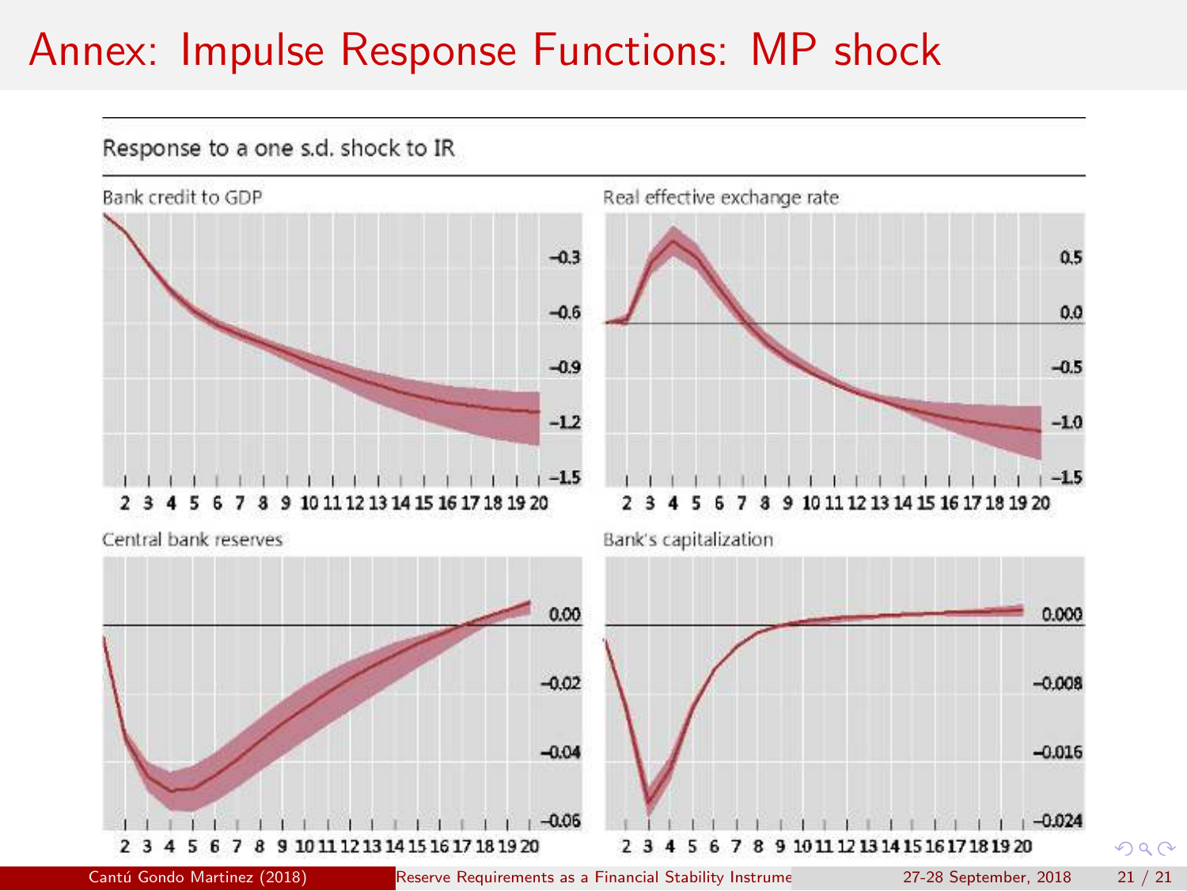# Annex: Impulse Response Functions: MP shock

Response to a one s.d. shock to IR

Bank credit to GDP

-0.3
-0.6
-0.9
-1.2
-1.5

2 3 4 5 6 7 8 9 10 11 12 13 14 15 16 17 18 19 20

Real effective exchange rate

0.5
0.0
-0.5
-1.0
-1.5

2 3 4 5 6 7 8 9 10 11 12 13 14 15 16 17 18 19 20

Central bank reserves

0.00
-0.02
-0.04
-0.06

2 3 4 5 6 7 8 9 10 11 12 13 14 15 16 17 18 19 20

Bank's capitalization

0.000
-0.008
-0.016
-0.024

2 3 4 5 6 7 8 9 10 11 12 13 14 15 16 17 18 19 20